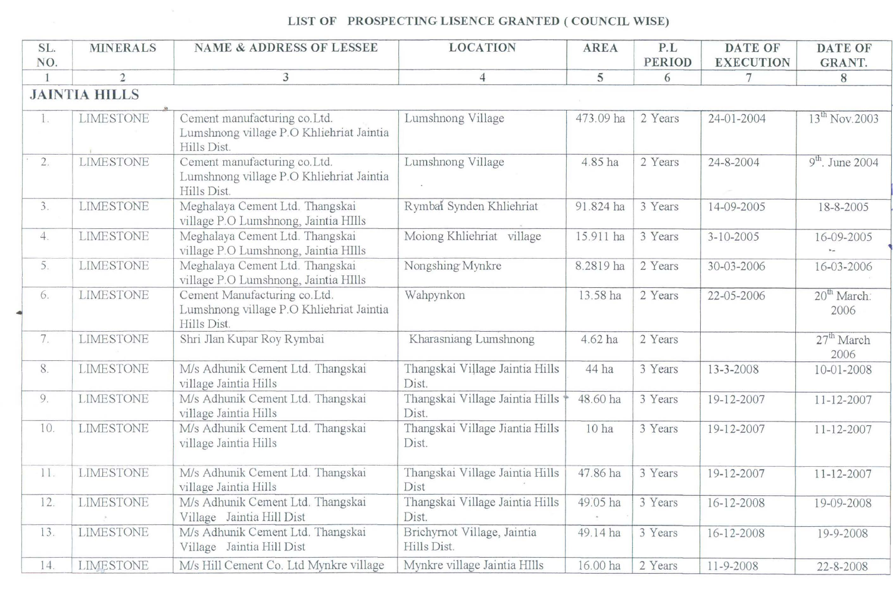# LIST OF PROSPECTING LISENCE GRANTED ( COUNCIL WISE)

| SL. NO. | MINERALS | NAME & ADDRESS OF LESSEE | LOCATION | AREA | P.L PERIOD | DATE OF EXECUTION | DATE OF GRANT. |
|---|---|---|---|---|---|---|---|
| 1 | 2 | 3 | 4 | 5 | 6 | 7 | 8 |
| **JAINTIA HILLS** | | | | | | | |
| 1. | LIMESTONE | Cement manufacturing co.Ltd. Lumshnong village P.O Khliehriat Jaintia Hills Dist. | Lumshnong Village | 473.09 ha | 2 Years | 24-01-2004 | 13th Nov.2003 |
| 2. | LIMESTONE | Cement manufacturing co.Ltd. Lumshnong village P.O Khliehriat Jaintia Hills Dist. | Lumshnong Village | 4.85 ha | 2 Years | 24-8-2004 | 9th. June 2004 |
| 3. | LIMESTONE | Meghalaya Cement Ltd. Thangskai village P.O Lumshnong, Jaintia HIlls | Rymbai Synden Khliehriat | 91.824 ha | 3 Years | 14-09-2005 | 18-8-2005 |
| 4. | LIMESTONE | Meghalaya Cement Ltd. Thangskai village P.O Lumshnong, Jaintia HIlls | Moiong Khliehriat village | 15.911 ha | 3 Years | 3-10-2005 | 16-09-2005 |
| 5. | LIMESTONE | Meghalaya Cement Ltd. Thangskai village P.O Lumshnong, Jaintia HIlls | Nongshing Mynkre | 8.2819 ha | 2 Years | 30-03-2006 | 16-03-2006 |
| 6. | LIMESTONE | Cement Manufacturing co.Ltd. Lumshnong village P.O Khliehriat Jaintia Hills Dist. | Wahpynkon | 13.58 ha | 2 Years | 22-05-2006 | 20th March. 2006 |
| 7. | LIMESTONE | Shri Jlan Kupar Roy Rymbai | Kharasniang Lumshnong | 4.62 ha | 2 Years | | 27th March 2006 |
| 8. | LIMESTONE | M/s Adhunik Cement Ltd. Thangskai village Jaintia Hills | Thangskai Village Jaintia Hills Dist. | 44 ha | 3 Years | 13-3-2008 | 10-01-2008 |
| 9. | LIMESTONE | M/s Adhunik Cement Ltd. Thangskai village Jaintia Hills | Thangskai Village Jaintia Hills Dist. | 48.60 ha | 3 Years | 19-12-2007 | 11-12-2007 |
| 10. | LIMESTONE | M/s Adhunik Cement Ltd. Thangskai village Jaintia Hills | Thangskai Village Jiantia Hills Dist. | 10 ha | 3 Years | 19-12-2007 | 11-12-2007 |
| 11. | LIMESTONE | M/s Adhunik Cement Ltd. Thangskai village Jaintia Hills | Thangskai Village Jaintia Hills Dist | 47.86 ha | 3 Years | 19-12-2007 | 11-12-2007 |
| 12. | LIMESTONE | M/s Adhunik Cement Ltd. Thangskai Village Jaintia Hill Dist | Thangskai Village Jaintia Hills Dist. | 49.05 ha | 3 Years | 16-12-2008 | 19-09-2008 |
| 13. | LIMESTONE | M/s Adhunik Cement Ltd. Thangskai Village Jaintia Hill Dist | Brichyrnot Village, Jaintia Hills Dist. | 49.14 ha | 3 Years | 16-12-2008 | 19-9-2008 |
| 14. | LIMESTONE | M/s Hill Cement Co. Ltd Mynkre village | Mynkre village Jaintia HIlls | 16.00 ha | 2 Years | 11-9-2008 | 22-8-2008 |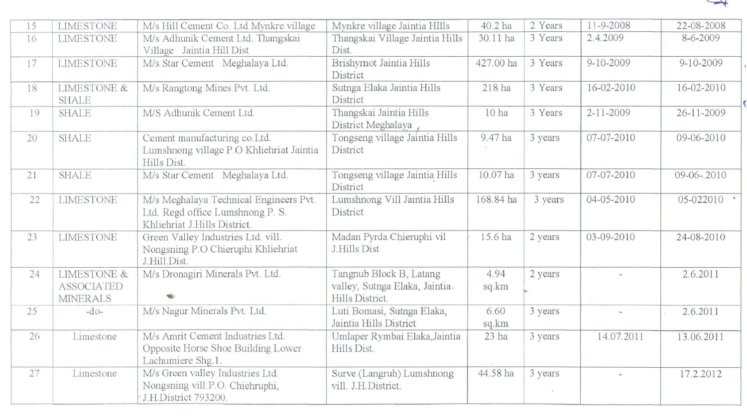| 15 | LIMESTONE | M/s Hill Cement Co. Ltd Mynkre village | Mynkre village Jaintia HIlls | 40.2 ha | 2 Years | 11-9-2008 | 22-08-2008 |
|---|---|---|---|---|---|---|---|
| 16 | LIMESTONE | M/s Adhunik Cement Ltd. Thangskai Village Jaintia Hill Dist | Thangskai Village Jaintia Hills Dist. | 30.11 ha | 3 Years | 2.4.2009 | 8-6-2009 |
| 17 | LIMESTONE | M/s Star Cement Meghalaya Ltd. | Brishyrnot Jaintia Hills District | 427.00 ha | 3 Years | 9-10-2009 | 9-10-2009 |
| 18 | LIMESTONE & SHALE | M/s Rangtong Mines Pvt. Ltd. | Sutnga Elaka Jaintia Hills District | 218 ha | 3 Years | 16-02-2010 | 16-02-2010 |
| 19 | SHALE | M/S Adhunik Cement Ltd. | Thangskai Jaintia Hills District Meghalaya | 10 ha | 3 Years | 2-11-2009 | 26-11-2009 |
| 20 | SHALE | Cement manufacturing co.Ltd. Lumshnong village P.O Khliehriat Jaintia Hills Dist. | Tongseng village Jaintia Hills District | 9.47 ha | 3 years | 07-07-2010 | 09-06-2010 |
| 21 | SHALE | M/s Star Cement Meghalaya Ltd. | Tongseng village Jaintia Hills District | 10.07 ha | 3 years | 07-07-2010 | 09-06-.2010 |
| 22 | LIMESTONE | M/s Meghalaya Technical Engineers Pvt. Ltd. Regd office Lumshnong P. S. Khliehriat J.Hills District. | Lumshnong Vill Jaintia Hills District | 168.84 ha | 3 years | 04-05-2010 | 05-022010 |
| 23 | LIMESTONE | Green Valley Industries Ltd. vill. Nongsning P.O Chieruphi Khliehriat J.Hill.Dist. | Madan Pyrda Chieruphi vil J.Hills Dist | 15.6 ha | 2 years | 03-09-2010 | 24-08-2010 |
| 24 | LIMESTONE & ASSOCIATED MINERALS | M/s Dronagiri Minerals Pvt. Ltd. | Tangnub Block B, Latang valley, Sutnga Elaka, Jaintia Hills District. | 4.94 sq.km | 2 years | - | 2.6.2011 |
| 25 | -do- | M/s Nagur Minerals Pvt. Ltd. | Luti Bomasi, Sutnga Elaka, Jaintia Hills District | 6.60 sq.km | 3 years | - | 2.6.2011 |
| 26 | Limestone | M/s Amrit Cement Industries Ltd. Opposite Horse Shoe Building Lower Lachumiere Shg.1. | Umlaper Rymbai Elaka,Jaintia Hills Dist. | 23 ha | 3 years | 14.07.2011 | 13.06.2011 |
| 27 | Limestone | M/s Green valley Industries Ltd. Nongsning vill.P.O. Chiehruphi, J.H.District 793200. | Surve (Langruh) Lumshnong vill. J.H.District. | 44.58 ha | 3 years | - | 17.2.2012 |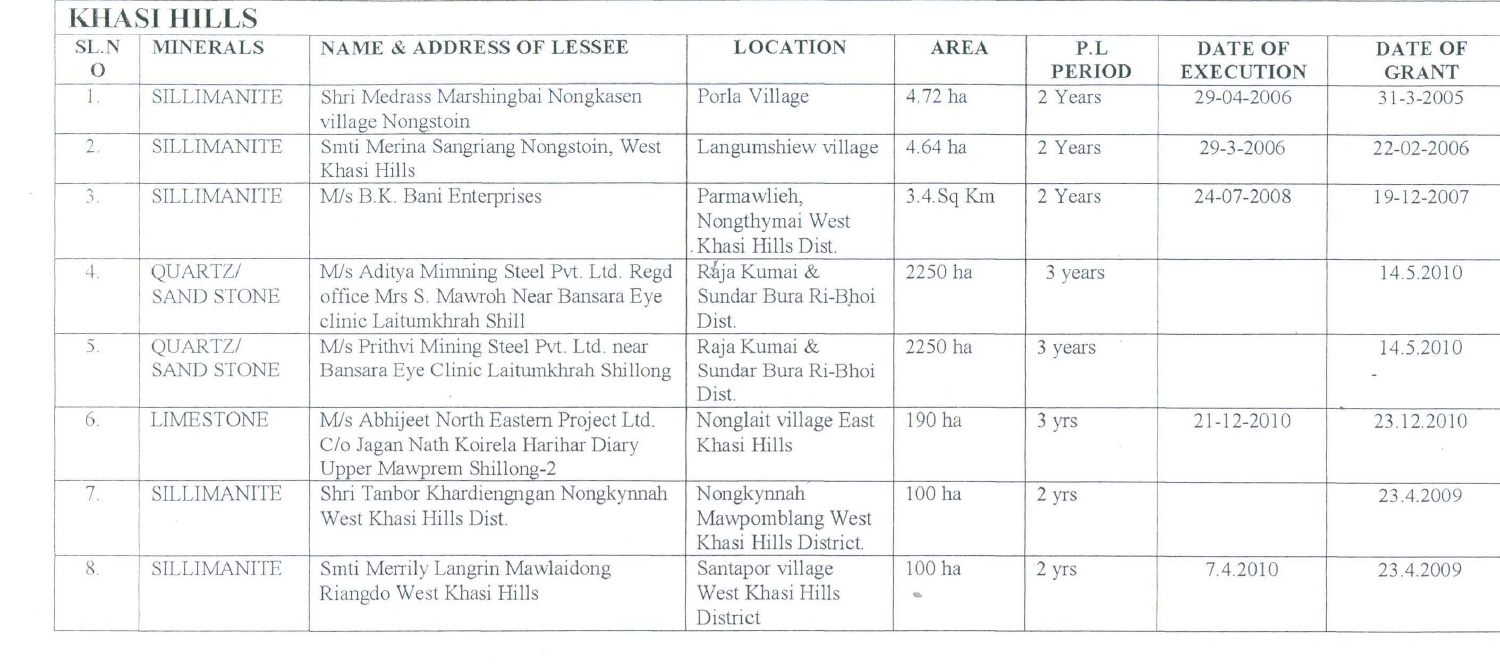## KHASI HILLS

| SL.NO | MINERALS | NAME & ADDRESS OF LESSEE | LOCATION | AREA | P.L PERIOD | DATE OF EXECUTION | DATE OF GRANT |
|---|---|---|---|---|---|---|---|
| 1. | SILLIMANITE | Shri Medrass Marshingbai Nongkasen village Nongstoin | Porla Village | 4.72 ha | 2 Years | 29-04-2006 | 31-3-2005 |
| 2. | SILLIMANITE | Smti Merina Sangriang Nongstoin, West Khasi Hills | Langumshiew village | 4.64 ha | 2 Years | 29-3-2006 | 22-02-2006 |
| 3. | SILLIMANITE | M/s B.K. Bani Enterprises | Parmawlieh, Nongthymai West Khasi Hills Dist. | 3.4.Sq Km | 2 Years | 24-07-2008 | 19-12-2007 |
| 4. | QUARTZ/ SAND STONE | M/s Aditya Mimning Steel Pvt. Ltd. Regd office Mrs S. Mawroh Near Bansara Eye clinic Laitumkhrah Shill | Raja Kumai & Sundar Bura Ri-Bhoi Dist. | 2250 ha | 3 years | | 14.5.2010 |
| 5. | QUARTZ/ SAND STONE | M/s Prithvi Mining Steel Pvt. Ltd. near Bansara Eye Clinic Laitumkhrah Shillong | Raja Kumai & Sundar Bura Ri-Bhoi Dist. | 2250 ha | 3 years | | 14.5.2010 |
| 6. | LIMESTONE | M/s Abhijeet North Eastern Project Ltd. C/o Jagan Nath Koirela Harihar Diary Upper Mawprem Shillong-2 | Nonglait village East Khasi Hills | 190 ha | 3 yrs | 21-12-2010 | 23.12.2010 |
| 7. | SILLIMANITE | Shri Tanbor Khardiengngan Nongkynnah West Khasi Hills Dist. | Nongkynnah Mawpomblang West Khasi Hills District. | 100 ha | 2 yrs | | 23.4.2009 |
| 8. | SILLIMANITE | Smti Merrily Langrin Mawlaidong Riangdo West Khasi Hills | Santapor village West Khasi Hills District | 100 ha | 2 yrs | 7.4.2010 | 23.4.2009 |